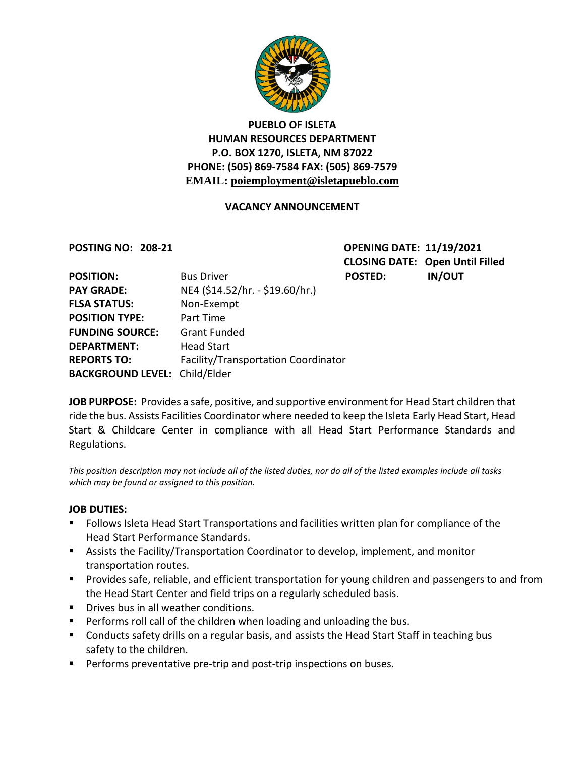**PUEBLO OF ISLETA**
**HUMAN RESOURCES DEPARTMENT**
**P.O. BOX 1270, ISLETA, NM 87022**
**PHONE: (505) 869-7584 FAX: (505) 869-7579**
**EMAIL: poiemployment@isletapueblo.com**

## VACANCY ANNOUNCEMENT

**POSTING NO: 208-21**

**OPENING DATE: 11/19/2021**
**CLOSING DATE: Open Until Filled**
**POSTED: IN/OUT**

**POSITION:** Bus Driver
**PAY GRADE:** NE4 ($14.52/hr. - $19.60/hr.)
**FLSA STATUS:** Non-Exempt
**POSITION TYPE:** Part Time
**FUNDING SOURCE:** Grant Funded
**DEPARTMENT:** Head Start
**REPORTS TO:** Facility/Transportation Coordinator
**BACKGROUND LEVEL:** Child/Elder

**JOB PURPOSE:** Provides a safe, positive, and supportive environment for Head Start children that ride the bus. Assists Facilities Coordinator where needed to keep the Isleta Early Head Start, Head Start & Childcare Center in compliance with all Head Start Performance Standards and Regulations.

*This position description may not include all of the listed duties, nor do all of the listed examples include all tasks which may be found or assigned to this position.*

**JOB DUTIES:**

- Follows Isleta Head Start Transportations and facilities written plan for compliance of the Head Start Performance Standards.
- Assists the Facility/Transportation Coordinator to develop, implement, and monitor transportation routes.
- Provides safe, reliable, and efficient transportation for young children and passengers to and from the Head Start Center and field trips on a regularly scheduled basis.
- Drives bus in all weather conditions.
- Performs roll call of the children when loading and unloading the bus.
- Conducts safety drills on a regular basis, and assists the Head Start Staff in teaching bus safety to the children.
- Performs preventative pre-trip and post-trip inspections on buses.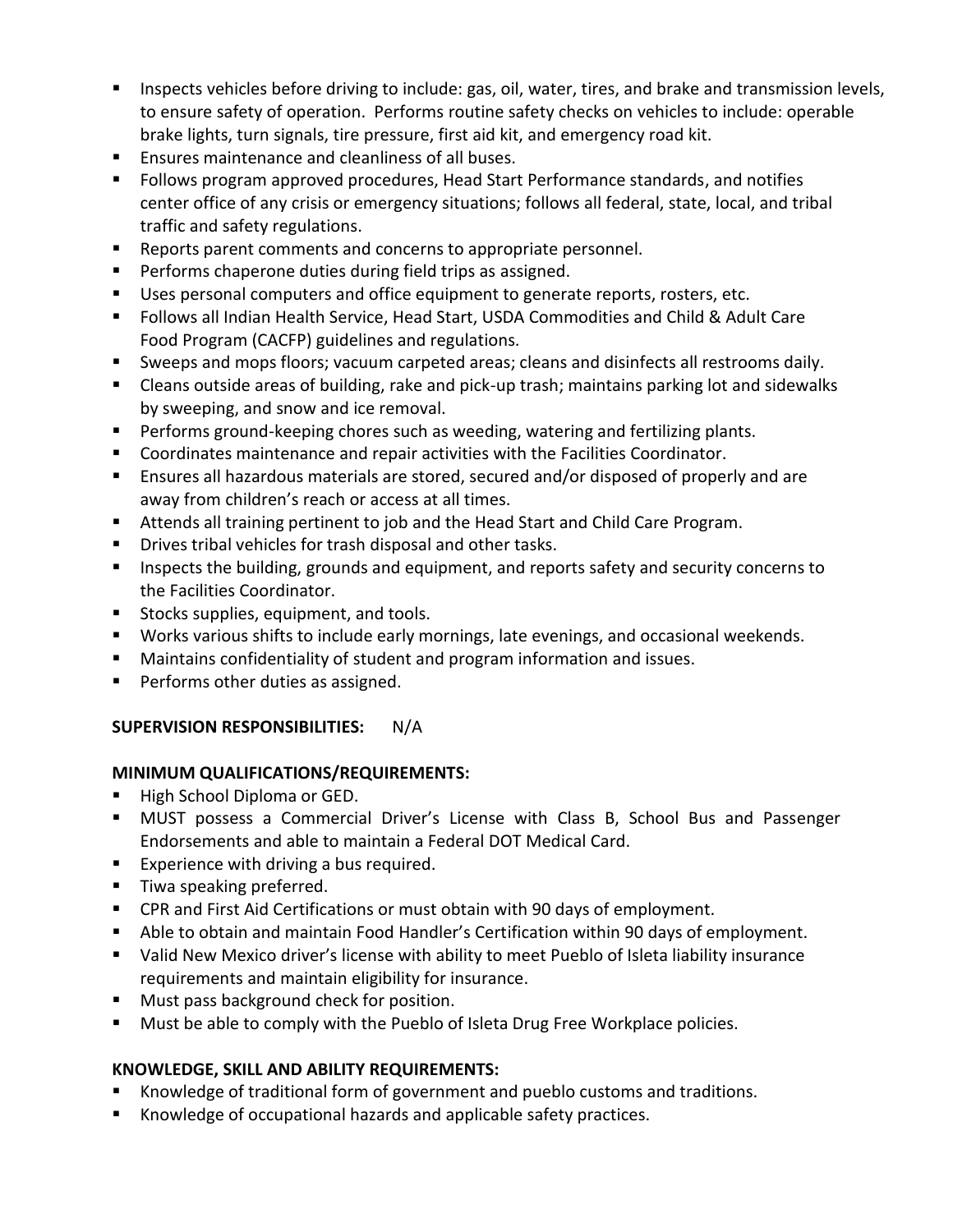- Inspects vehicles before driving to include: gas, oil, water, tires, and brake and transmission levels, to ensure safety of operation. Performs routine safety checks on vehicles to include: operable brake lights, turn signals, tire pressure, first aid kit, and emergency road kit.
- Ensures maintenance and cleanliness of all buses.
- Follows program approved procedures, Head Start Performance standards, and notifies center office of any crisis or emergency situations; follows all federal, state, local, and tribal traffic and safety regulations.
- Reports parent comments and concerns to appropriate personnel.
- Performs chaperone duties during field trips as assigned.
- Uses personal computers and office equipment to generate reports, rosters, etc.
- Follows all Indian Health Service, Head Start, USDA Commodities and Child & Adult Care Food Program (CACFP) guidelines and regulations.
- Sweeps and mops floors; vacuum carpeted areas; cleans and disinfects all restrooms daily.
- Cleans outside areas of building, rake and pick-up trash; maintains parking lot and sidewalks by sweeping, and snow and ice removal.
- Performs ground-keeping chores such as weeding, watering and fertilizing plants.
- Coordinates maintenance and repair activities with the Facilities Coordinator.
- Ensures all hazardous materials are stored, secured and/or disposed of properly and are away from children's reach or access at all times.
- Attends all training pertinent to job and the Head Start and Child Care Program.
- Drives tribal vehicles for trash disposal and other tasks.
- Inspects the building, grounds and equipment, and reports safety and security concerns to the Facilities Coordinator.
- Stocks supplies, equipment, and tools.
- Works various shifts to include early mornings, late evenings, and occasional weekends.
- Maintains confidentiality of student and program information and issues.
- Performs other duties as assigned.

**SUPERVISION RESPONSIBILITIES:** N/A

**MINIMUM QUALIFICATIONS/REQUIREMENTS:**

- High School Diploma or GED.
- MUST possess a Commercial Driver's License with Class B, School Bus and Passenger Endorsements and able to maintain a Federal DOT Medical Card.
- Experience with driving a bus required.
- Tiwa speaking preferred.
- CPR and First Aid Certifications or must obtain with 90 days of employment.
- Able to obtain and maintain Food Handler's Certification within 90 days of employment.
- Valid New Mexico driver's license with ability to meet Pueblo of Isleta liability insurance requirements and maintain eligibility for insurance.
- Must pass background check for position.
- Must be able to comply with the Pueblo of Isleta Drug Free Workplace policies.

**KNOWLEDGE, SKILL AND ABILITY REQUIREMENTS:**

- Knowledge of traditional form of government and pueblo customs and traditions.
- Knowledge of occupational hazards and applicable safety practices.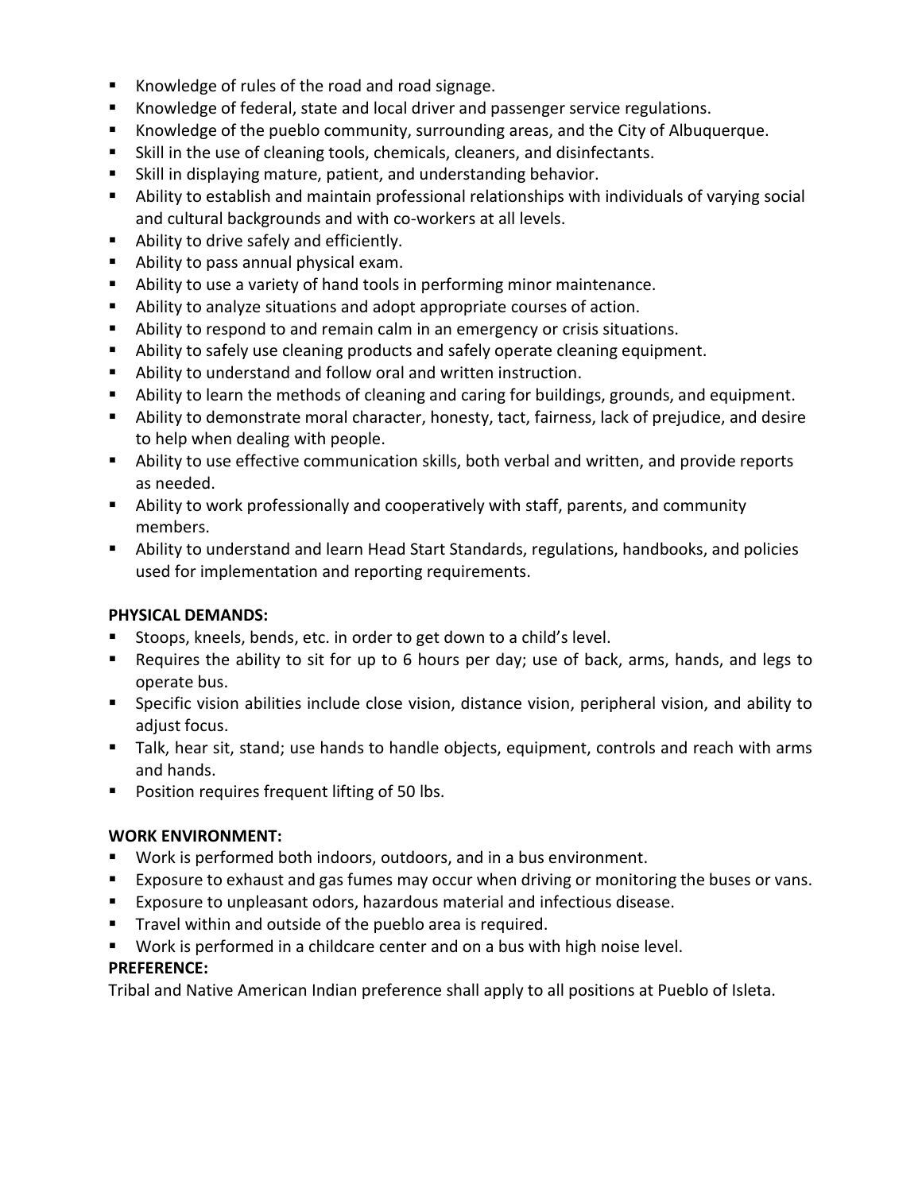- Knowledge of rules of the road and road signage.
- Knowledge of federal, state and local driver and passenger service regulations.
- Knowledge of the pueblo community, surrounding areas, and the City of Albuquerque.
- Skill in the use of cleaning tools, chemicals, cleaners, and disinfectants.
- Skill in displaying mature, patient, and understanding behavior.
- Ability to establish and maintain professional relationships with individuals of varying social and cultural backgrounds and with co-workers at all levels.
- Ability to drive safely and efficiently.
- Ability to pass annual physical exam.
- Ability to use a variety of hand tools in performing minor maintenance.
- Ability to analyze situations and adopt appropriate courses of action.
- Ability to respond to and remain calm in an emergency or crisis situations.
- Ability to safely use cleaning products and safely operate cleaning equipment.
- Ability to understand and follow oral and written instruction.
- Ability to learn the methods of cleaning and caring for buildings, grounds, and equipment.
- Ability to demonstrate moral character, honesty, tact, fairness, lack of prejudice, and desire to help when dealing with people.
- Ability to use effective communication skills, both verbal and written, and provide reports as needed.
- Ability to work professionally and cooperatively with staff, parents, and community members.
- Ability to understand and learn Head Start Standards, regulations, handbooks, and policies used for implementation and reporting requirements.

**PHYSICAL DEMANDS:**

- Stoops, kneels, bends, etc. in order to get down to a child's level.
- Requires the ability to sit for up to 6 hours per day; use of back, arms, hands, and legs to operate bus.
- Specific vision abilities include close vision, distance vision, peripheral vision, and ability to adjust focus.
- Talk, hear sit, stand; use hands to handle objects, equipment, controls and reach with arms and hands.
- Position requires frequent lifting of 50 lbs.

**WORK ENVIRONMENT:**

- Work is performed both indoors, outdoors, and in a bus environment.
- Exposure to exhaust and gas fumes may occur when driving or monitoring the buses or vans.
- Exposure to unpleasant odors, hazardous material and infectious disease.
- Travel within and outside of the pueblo area is required.
- Work is performed in a childcare center and on a bus with high noise level.

**PREFERENCE:**

Tribal and Native American Indian preference shall apply to all positions at Pueblo of Isleta.